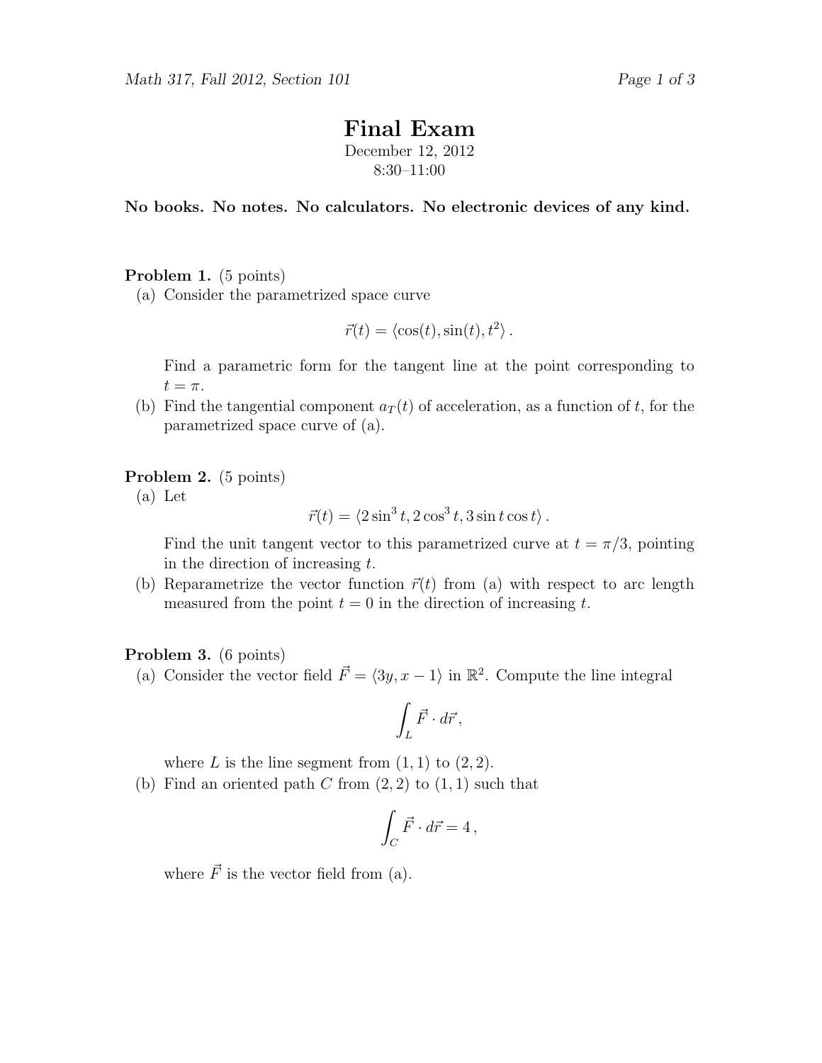# Final Exam

December 12, 2012
8:30–11:00

**No books. No notes. No calculators. No electronic devices of any kind.**

**Problem 1.** (5 points)

(a) Consider the parametrized space curve

$$\vec{r}(t) = \langle \cos(t), \sin(t), t^2 \rangle \, .$$

Find a parametric form for the tangent line at the point corresponding to $t = \pi$.

(b) Find the tangential component $a_T(t)$ of acceleration, as a function of $t$, for the parametrized space curve of (a).

**Problem 2.** (5 points)

(a) Let

$$\vec{r}(t) = \langle 2\sin^3 t, 2\cos^3 t, 3\sin t \cos t \rangle \, .$$

Find the unit tangent vector to this parametrized curve at $t = \pi/3$, pointing in the direction of increasing $t$.

(b) Reparametrize the vector function $\vec{r}(t)$ from (a) with respect to arc length measured from the point $t = 0$ in the direction of increasing $t$.

**Problem 3.** (6 points)

(a) Consider the vector field $\vec{F} = \langle 3y, x - 1 \rangle$ in $\mathbb{R}^2$. Compute the line integral

$$\int_L \vec{F} \cdot d\vec{r} \, ,$$

where $L$ is the line segment from $(1, 1)$ to $(2, 2)$.

(b) Find an oriented path $C$ from $(2, 2)$ to $(1, 1)$ such that

$$\int_C \vec{F} \cdot d\vec{r} = 4 \, ,$$

where $\vec{F}$ is the vector field from (a).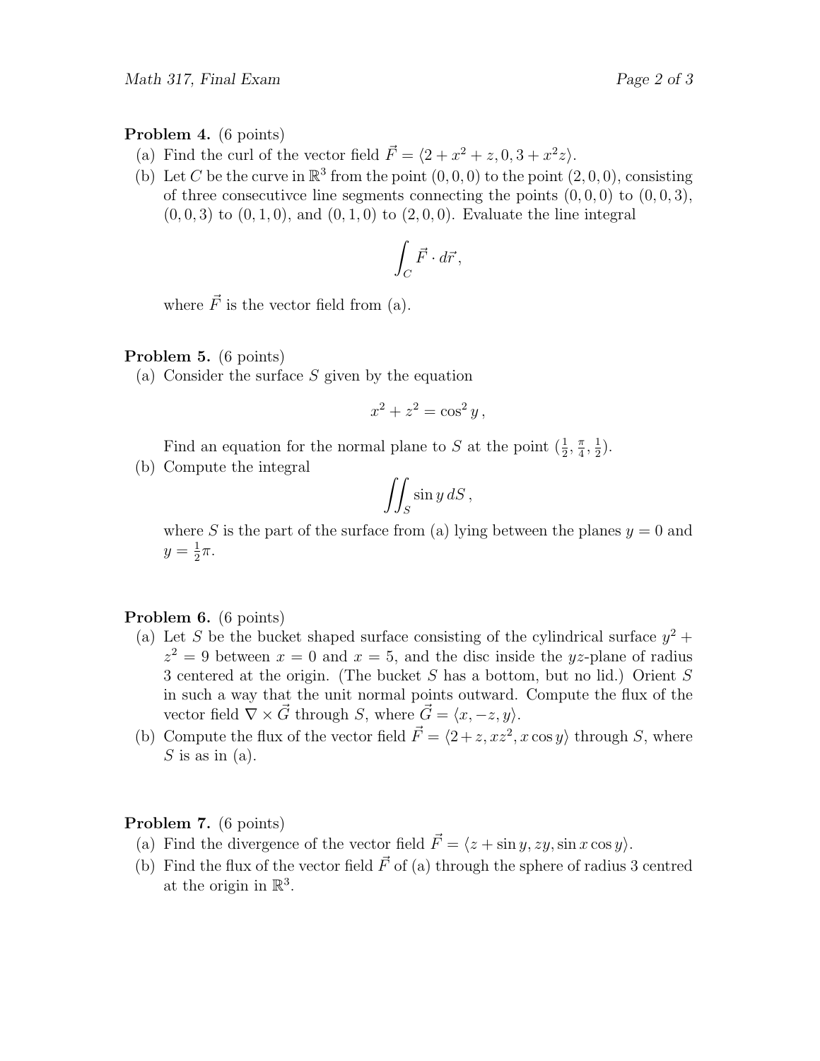**Problem 4.** (6 points)

(a) Find the curl of the vector field $\vec{F} = \langle 2 + x^2 + z, 0, 3 + x^2 z \rangle$.

(b) Let $C$ be the curve in $\mathbb{R}^3$ from the point $(0, 0, 0)$ to the point $(2, 0, 0)$, consisting of three consecutivce line segments connecting the points $(0, 0, 0)$ to $(0, 0, 3)$, $(0, 0, 3)$ to $(0, 1, 0)$, and $(0, 1, 0)$ to $(2, 0, 0)$. Evaluate the line integral

$$\int_C \vec{F} \cdot d\vec{r} \,,$$

where $\vec{F}$ is the vector field from (a).

**Problem 5.** (6 points)

(a) Consider the surface $S$ given by the equation

$$x^2 + z^2 = \cos^2 y \,,$$

Find an equation for the normal plane to $S$ at the point $(\frac{1}{2}, \frac{\pi}{4}, \frac{1}{2})$.

(b) Compute the integral

$$\iint_S \sin y \, dS \,,$$

where $S$ is the part of the surface from (a) lying between the planes $y = 0$ and $y = \frac{1}{2}\pi$.

**Problem 6.** (6 points)

(a) Let $S$ be the bucket shaped surface consisting of the cylindrical surface $y^2 + z^2 = 9$ between $x = 0$ and $x = 5$, and the disc inside the $yz$-plane of radius 3 centered at the origin. (The bucket $S$ has a bottom, but no lid.) Orient $S$ in such a way that the unit normal points outward. Compute the flux of the vector field $\nabla \times \vec{G}$ through $S$, where $\vec{G} = \langle x, -z, y \rangle$.

(b) Compute the flux of the vector field $\vec{F} = \langle 2 + z, xz^2, x \cos y \rangle$ through $S$, where $S$ is as in (a).

**Problem 7.** (6 points)

(a) Find the divergence of the vector field $\vec{F} = \langle z + \sin y, zy, \sin x \cos y \rangle$.

(b) Find the flux of the vector field $\vec{F}$ of (a) through the sphere of radius 3 centred at the origin in $\mathbb{R}^3$.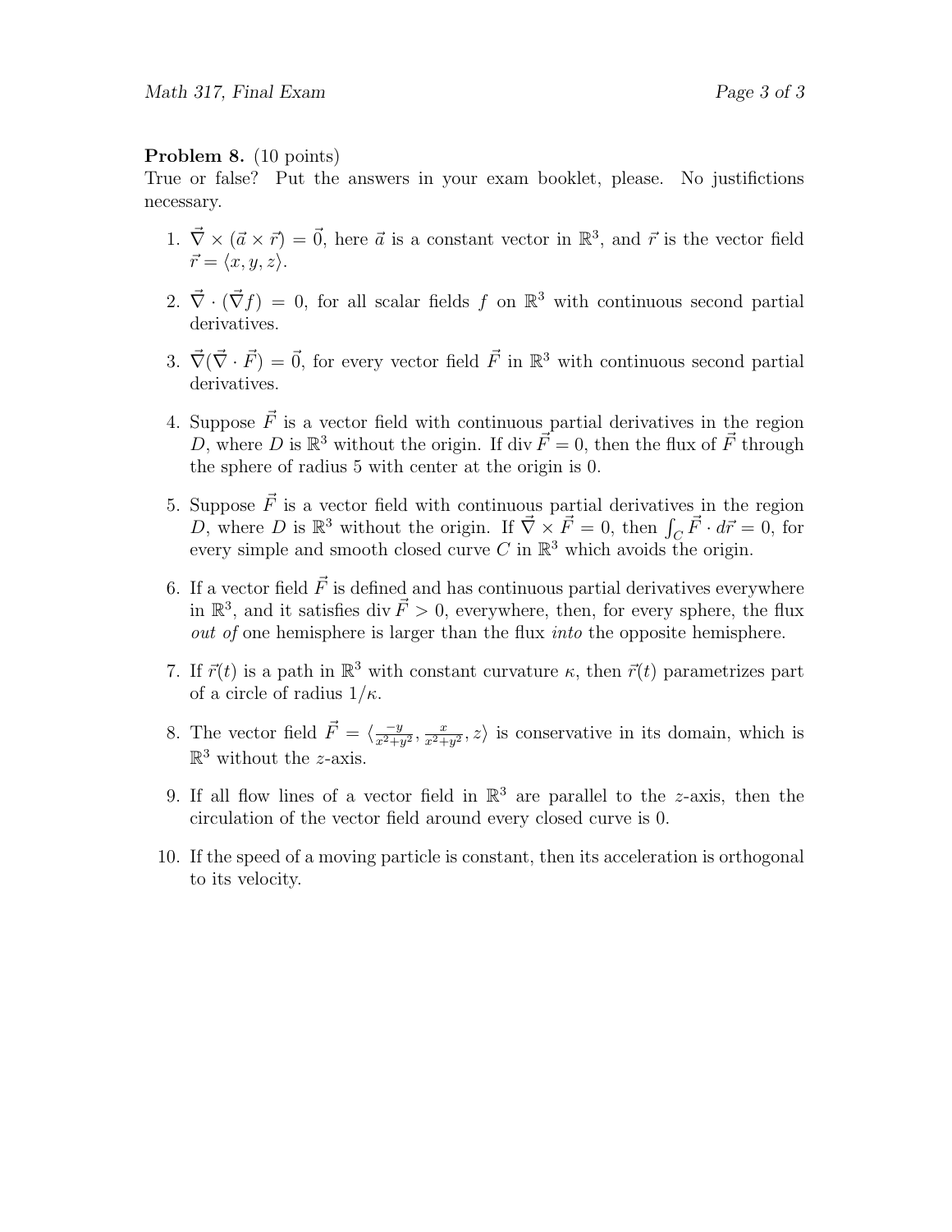**Problem 8.** (10 points)
True or false? Put the answers in your exam booklet, please. No justifictions necessary.

1. $\vec{\nabla} \times (\vec{a} \times \vec{r}) = \vec{0}$, here $\vec{a}$ is a constant vector in $\mathbb{R}^3$, and $\vec{r}$ is the vector field $\vec{r} = \langle x, y, z \rangle$.

2. $\vec{\nabla} \cdot (\vec{\nabla} f) = 0$, for all scalar fields $f$ on $\mathbb{R}^3$ with continuous second partial derivatives.

3. $\vec{\nabla}(\vec{\nabla} \cdot \vec{F}) = \vec{0}$, for every vector field $\vec{F}$ in $\mathbb{R}^3$ with continuous second partial derivatives.

4. Suppose $\vec{F}$ is a vector field with continuous partial derivatives in the region $D$, where $D$ is $\mathbb{R}^3$ without the origin. If $\operatorname{div} \vec{F} = 0$, then the flux of $\vec{F}$ through the sphere of radius 5 with center at the origin is 0.

5. Suppose $\vec{F}$ is a vector field with continuous partial derivatives in the region $D$, where $D$ is $\mathbb{R}^3$ without the origin. If $\vec{\nabla} \times \vec{F} = 0$, then $\int_C \vec{F} \cdot d\vec{r} = 0$, for every simple and smooth closed curve $C$ in $\mathbb{R}^3$ which avoids the origin.

6. If a vector field $\vec{F}$ is defined and has continuous partial derivatives everywhere in $\mathbb{R}^3$, and it satisfies $\operatorname{div} \vec{F} > 0$, everywhere, then, for every sphere, the flux *out of* one hemisphere is larger than the flux *into* the opposite hemisphere.

7. If $\vec{r}(t)$ is a path in $\mathbb{R}^3$ with constant curvature $\kappa$, then $\vec{r}(t)$ parametrizes part of a circle of radius $1/\kappa$.

8. The vector field $\vec{F} = \langle \frac{-y}{x^2+y^2}, \frac{x}{x^2+y^2}, z \rangle$ is conservative in its domain, which is $\mathbb{R}^3$ without the $z$-axis.

9. If all flow lines of a vector field in $\mathbb{R}^3$ are parallel to the $z$-axis, then the circulation of the vector field around every closed curve is 0.

10. If the speed of a moving particle is constant, then its acceleration is orthogonal to its velocity.